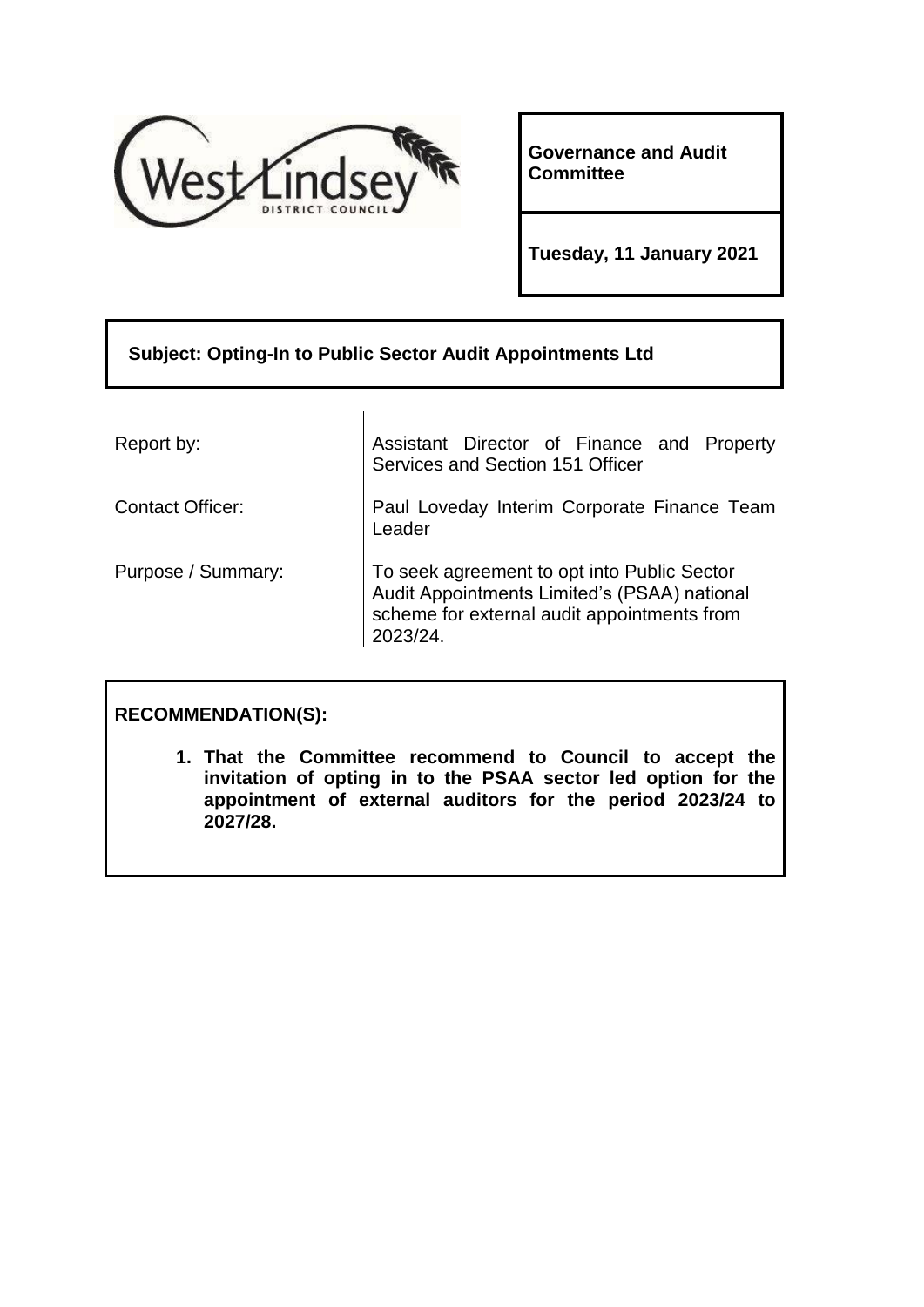West Lindsey District Council

**Governance and Audit Committee**

**Tuesday, 11 January 2021**

**Subject: Opting-In to Public Sector Audit Appointments Ltd**

| | |
|---|---|
| Report by: | Assistant Director of Finance and Property Services and Section 151 Officer |
| Contact Officer: | Paul Loveday Interim Corporate Finance Team Leader |
| Purpose / Summary: | To seek agreement to opt into Public Sector Audit Appointments Limited's (PSAA) national scheme for external audit appointments from 2023/24. |

**RECOMMENDATION(S):**

1. **That the Committee recommend to Council to accept the invitation of opting in to the PSAA sector led option for the appointment of external auditors for the period 2023/24 to 2027/28.**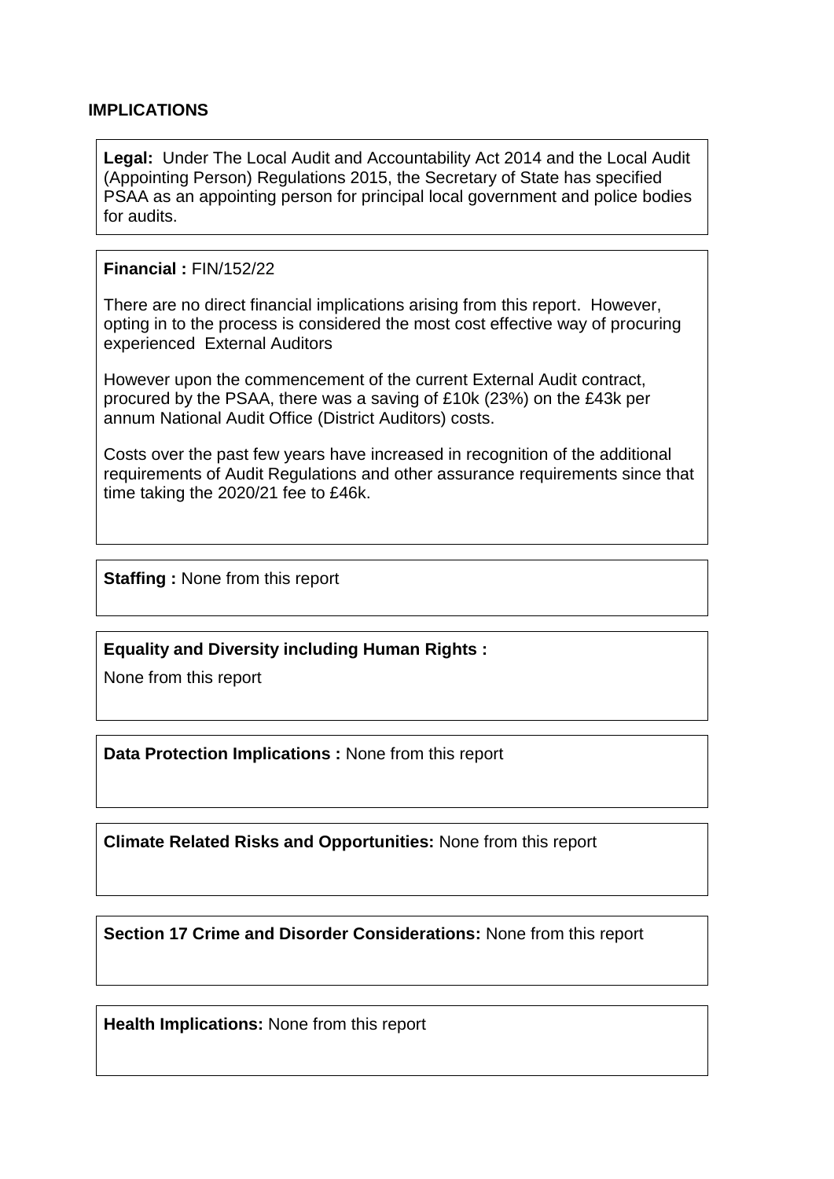## IMPLICATIONS

**Legal:** Under The Local Audit and Accountability Act 2014 and the Local Audit (Appointing Person) Regulations 2015, the Secretary of State has specified PSAA as an appointing person for principal local government and police bodies for audits.

**Financial :** FIN/152/22

There are no direct financial implications arising from this report. However, opting in to the process is considered the most cost effective way of procuring experienced External Auditors

However upon the commencement of the current External Audit contract, procured by the PSAA, there was a saving of £10k (23%) on the £43k per annum National Audit Office (District Auditors) costs.

Costs over the past few years have increased in recognition of the additional requirements of Audit Regulations and other assurance requirements since that time taking the 2020/21 fee to £46k.

**Staffing :** None from this report

**Equality and Diversity including Human Rights :**

None from this report

**Data Protection Implications :** None from this report

**Climate Related Risks and Opportunities:** None from this report

**Section 17 Crime and Disorder Considerations:** None from this report

**Health Implications:** None from this report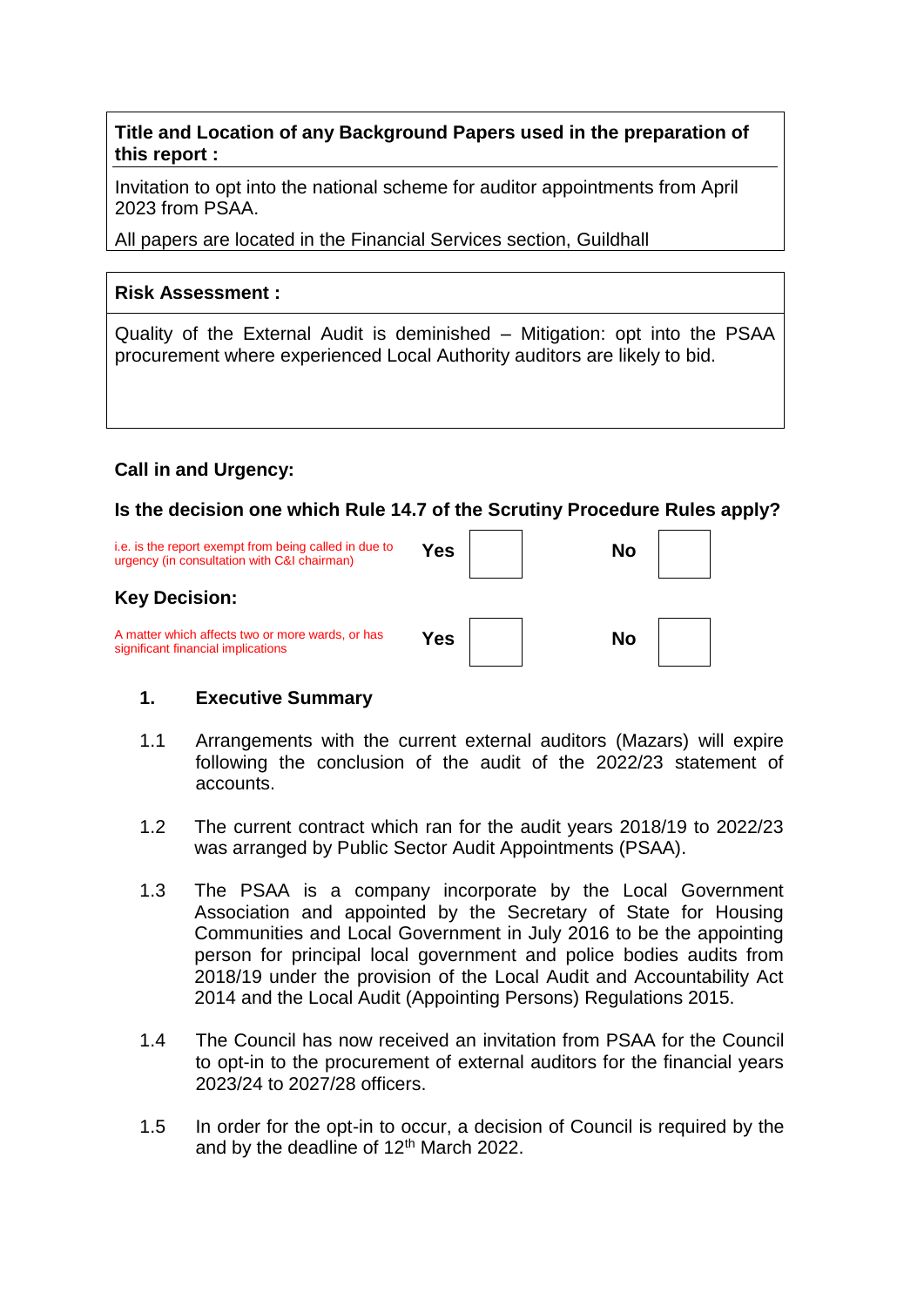| **Title and Location of any Background Papers used in the preparation of this report :** |
|---|
| Invitation to opt into the national scheme for auditor appointments from April 2023 from PSAA.<br><br>All papers are located in the Financial Services section, Guildhall |

| **Risk Assessment :** |
|---|
| Quality of the External Audit is deminished – Mitigation: opt into the PSAA procurement where experienced Local Authority auditors are likely to bid. |

**Call in and Urgency:**

**Is the decision one which Rule 14.7 of the Scrutiny Procedure Rules apply?**

| i.e. is the report exempt from being called in due to urgency (in consultation with C&I chairman) | **Yes** | | **No** | |
|---|---|---|---|---|

**Key Decision:**

| A matter which affects two or more wards, or has significant financial implications | **Yes** | | **No** | |
|---|---|---|---|---|

## 1. Executive Summary

1.1 Arrangements with the current external auditors (Mazars) will expire following the conclusion of the audit of the 2022/23 statement of accounts.

1.2 The current contract which ran for the audit years 2018/19 to 2022/23 was arranged by Public Sector Audit Appointments (PSAA).

1.3 The PSAA is a company incorporate by the Local Government Association and appointed by the Secretary of State for Housing Communities and Local Government in July 2016 to be the appointing person for principal local government and police bodies audits from 2018/19 under the provision of the Local Audit and Accountability Act 2014 and the Local Audit (Appointing Persons) Regulations 2015.

1.4 The Council has now received an invitation from PSAA for the Council to opt-in to the procurement of external auditors for the financial years 2023/24 to 2027/28 officers.

1.5 In order for the opt-in to occur, a decision of Council is required by the and by the deadline of 12th March 2022.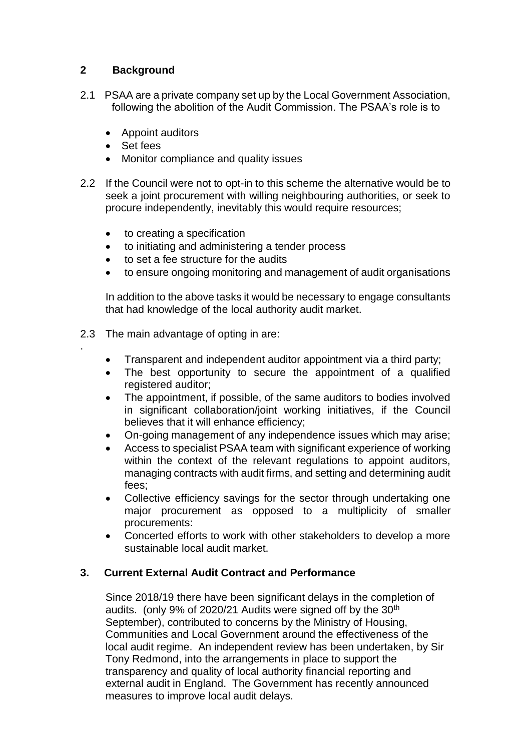## 2 Background

2.1 PSAA are a private company set up by the Local Government Association, following the abolition of the Audit Commission. The PSAA's role is to

- Appoint auditors
- Set fees
- Monitor compliance and quality issues

2.2 If the Council were not to opt-in to this scheme the alternative would be to seek a joint procurement with willing neighbouring authorities, or seek to procure independently, inevitably this would require resources;

- to creating a specification
- to initiating and administering a tender process
- to set a fee structure for the audits
- to ensure ongoing monitoring and management of audit organisations

In addition to the above tasks it would be necessary to engage consultants that had knowledge of the local authority audit market.

2.3 The main advantage of opting in are:

- Transparent and independent auditor appointment via a third party;
- The best opportunity to secure the appointment of a qualified registered auditor;
- The appointment, if possible, of the same auditors to bodies involved in significant collaboration/joint working initiatives, if the Council believes that it will enhance efficiency;
- On-going management of any independence issues which may arise;
- Access to specialist PSAA team with significant experience of working within the context of the relevant regulations to appoint auditors, managing contracts with audit firms, and setting and determining audit fees;
- Collective efficiency savings for the sector through undertaking one major procurement as opposed to a multiplicity of smaller procurements:
- Concerted efforts to work with other stakeholders to develop a more sustainable local audit market.

## 3. Current External Audit Contract and Performance

Since 2018/19 there have been significant delays in the completion of audits. (only 9% of 2020/21 Audits were signed off by the 30th September), contributed to concerns by the Ministry of Housing, Communities and Local Government around the effectiveness of the local audit regime. An independent review has been undertaken, by Sir Tony Redmond, into the arrangements in place to support the transparency and quality of local authority financial reporting and external audit in England. The Government has recently announced measures to improve local audit delays.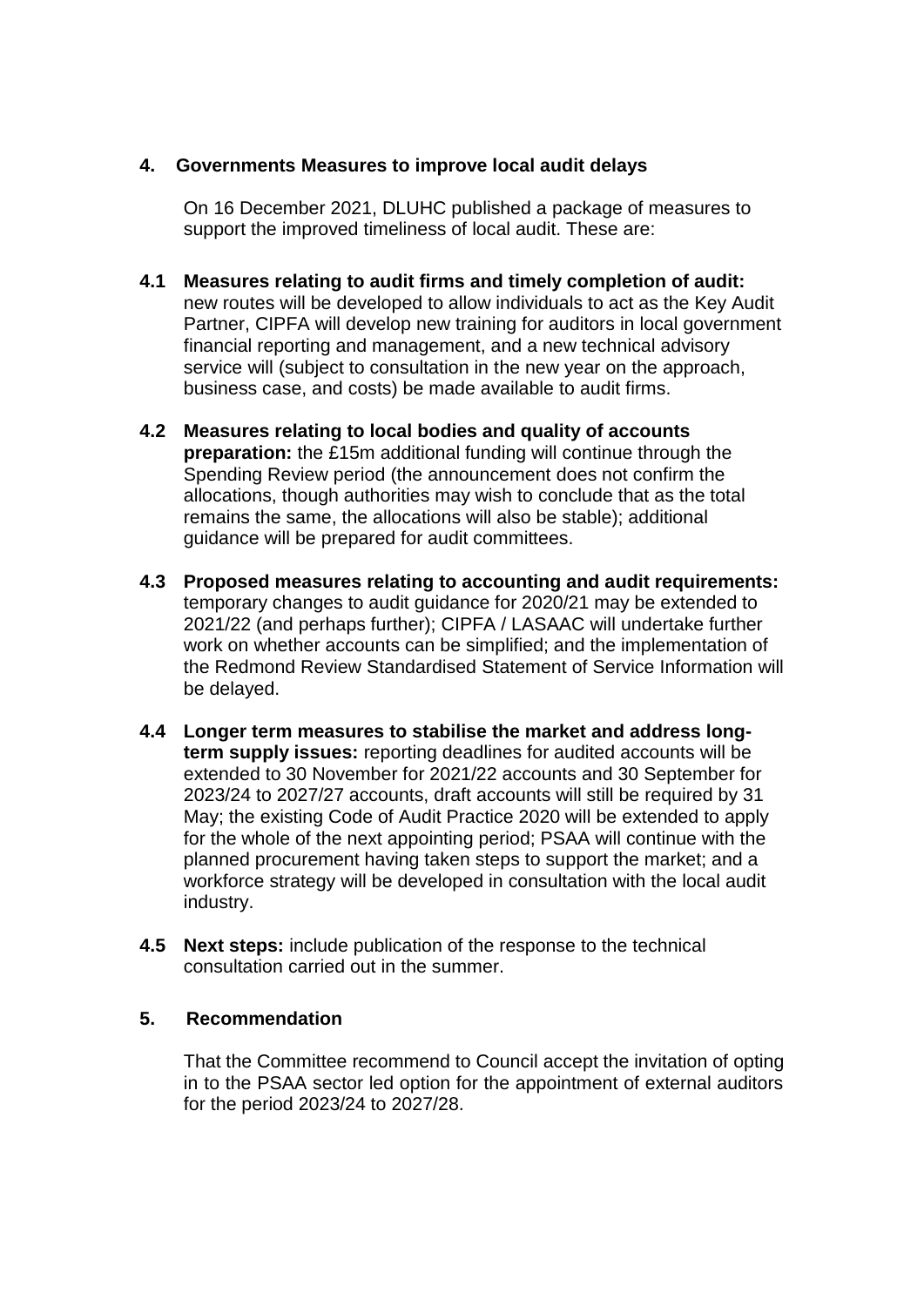## 4. Governments Measures to improve local audit delays

On 16 December 2021, DLUHC published a package of measures to support the improved timeliness of local audit. These are:

**4.1 Measures relating to audit firms and timely completion of audit:** new routes will be developed to allow individuals to act as the Key Audit Partner, CIPFA will develop new training for auditors in local government financial reporting and management, and a new technical advisory service will (subject to consultation in the new year on the approach, business case, and costs) be made available to audit firms.

**4.2 Measures relating to local bodies and quality of accounts preparation:** the £15m additional funding will continue through the Spending Review period (the announcement does not confirm the allocations, though authorities may wish to conclude that as the total remains the same, the allocations will also be stable); additional guidance will be prepared for audit committees.

**4.3 Proposed measures relating to accounting and audit requirements:** temporary changes to audit guidance for 2020/21 may be extended to 2021/22 (and perhaps further); CIPFA / LASAAC will undertake further work on whether accounts can be simplified; and the implementation of the Redmond Review Standardised Statement of Service Information will be delayed.

**4.4 Longer term measures to stabilise the market and address long-term supply issues:** reporting deadlines for audited accounts will be extended to 30 November for 2021/22 accounts and 30 September for 2023/24 to 2027/27 accounts, draft accounts will still be required by 31 May; the existing Code of Audit Practice 2020 will be extended to apply for the whole of the next appointing period; PSAA will continue with the planned procurement having taken steps to support the market; and a workforce strategy will be developed in consultation with the local audit industry.

**4.5 Next steps:** include publication of the response to the technical consultation carried out in the summer.

## 5. Recommendation

That the Committee recommend to Council accept the invitation of opting in to the PSAA sector led option for the appointment of external auditors for the period 2023/24 to 2027/28.